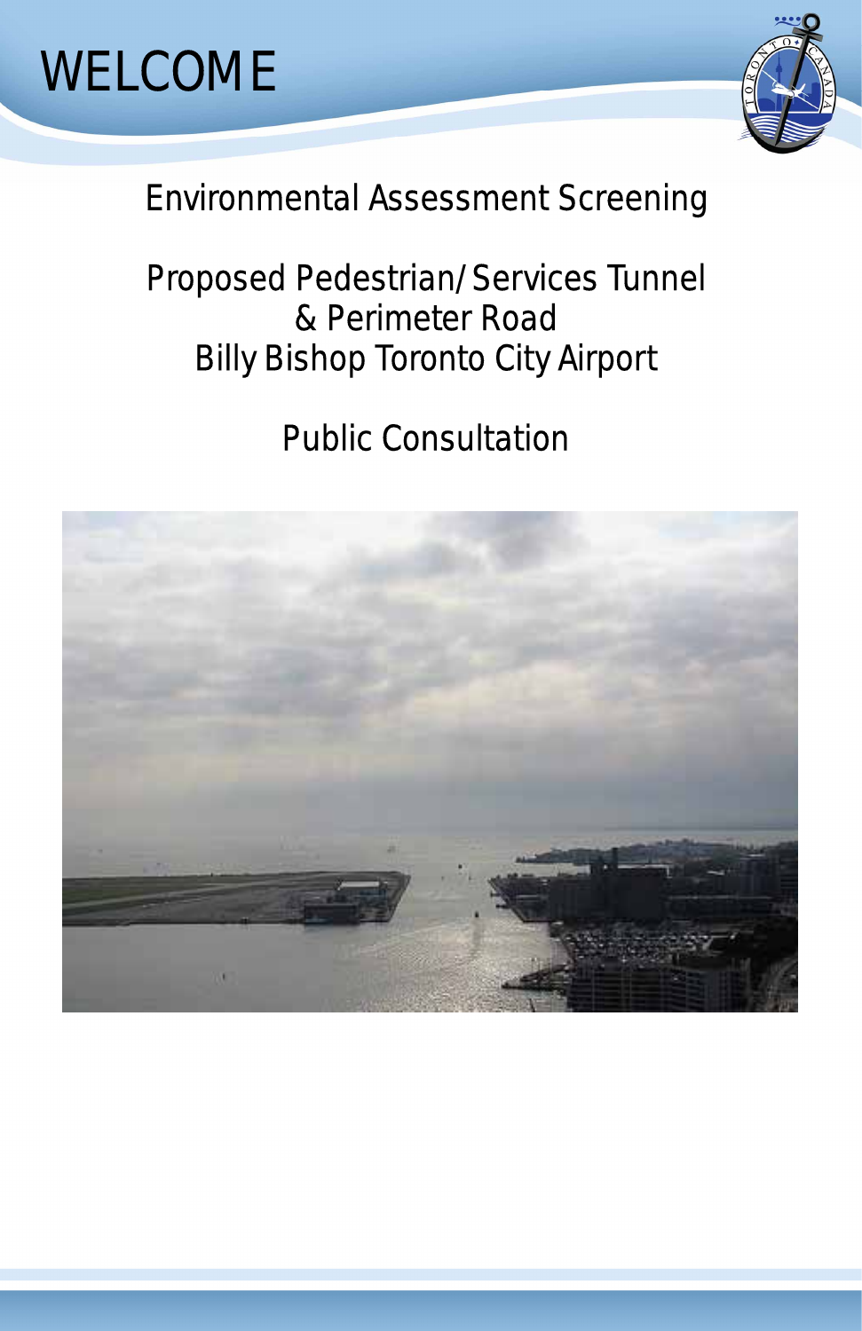# WELCOME

## Environmental Assessment Screening

## Proposed Pedestrian/Services Tunnel & Perimeter Road Billy Bishop Toronto City Airport

## Public Consultation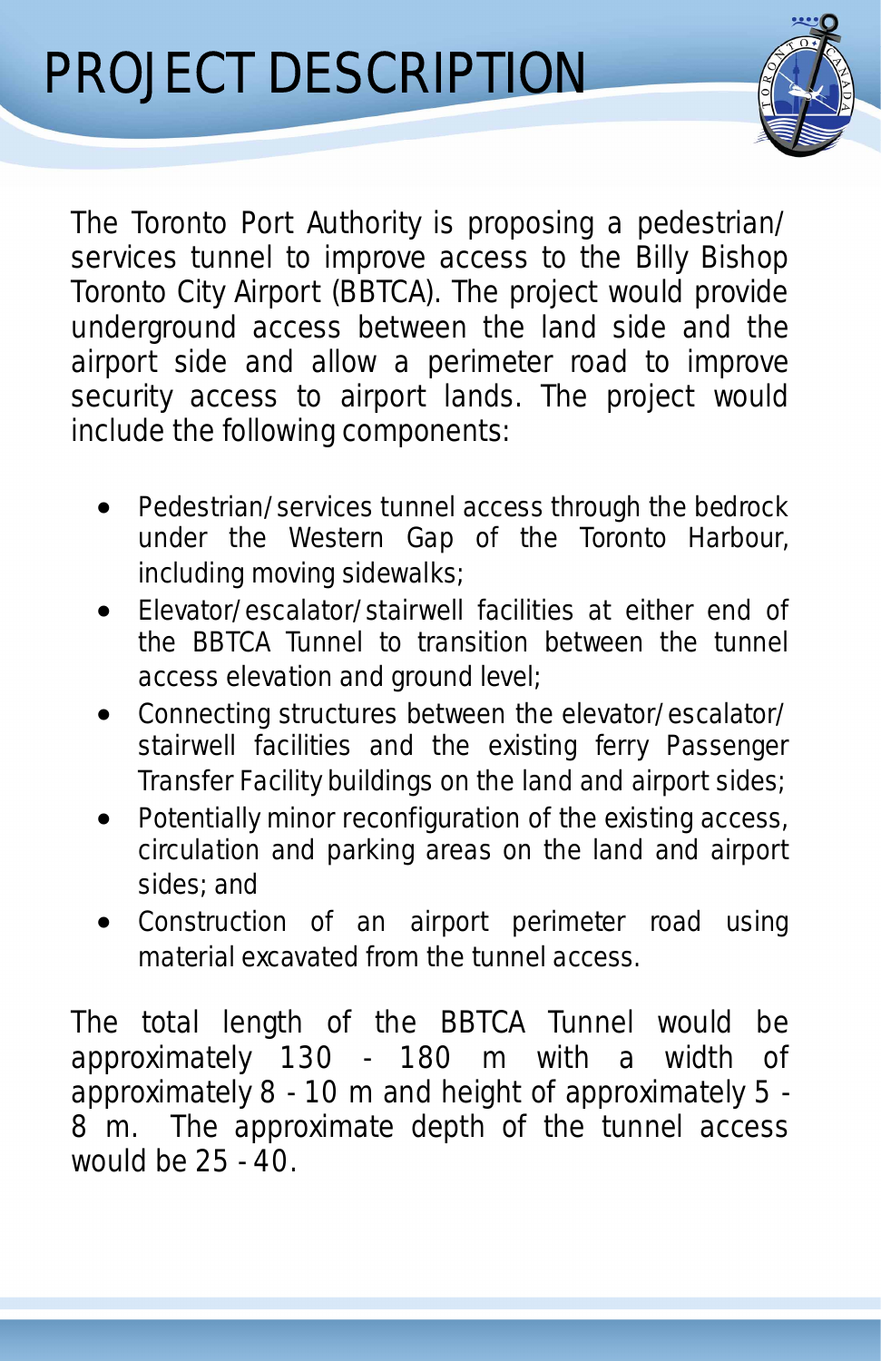# PROJECT DESCRIPTION

The Toronto Port Authority is proposing a pedestrian/ services tunnel to improve access to the Billy Bishop Toronto City Airport (BBTCA). The project would provide underground access between the land side and the airport side and allow a perimeter road to improve security access to airport lands. The project would include the following components:

- Pedestrian/services tunnel access through the bedrock under the Western Gap of the Toronto Harbour, including moving sidewalks;
- Elevator/escalator/stairwell facilities at either end of the BBTCA Tunnel to transition between the tunnel access elevation and ground level;
- Connecting structures between the elevator/escalator/ stairwell facilities and the existing ferry Passenger Transfer Facility buildings on the land and airport sides;
- Potentially minor reconfiguration of the existing access, circulation and parking areas on the land and airport sides; and
- Construction of an airport perimeter road using material excavated from the tunnel access.

The total length of the BBTCA Tunnel would be approximately 130 - 180 m with a width of approximately 8 - 10 m and height of approximately 5 - 8 m. The approximate depth of the tunnel access would be 25 - 40.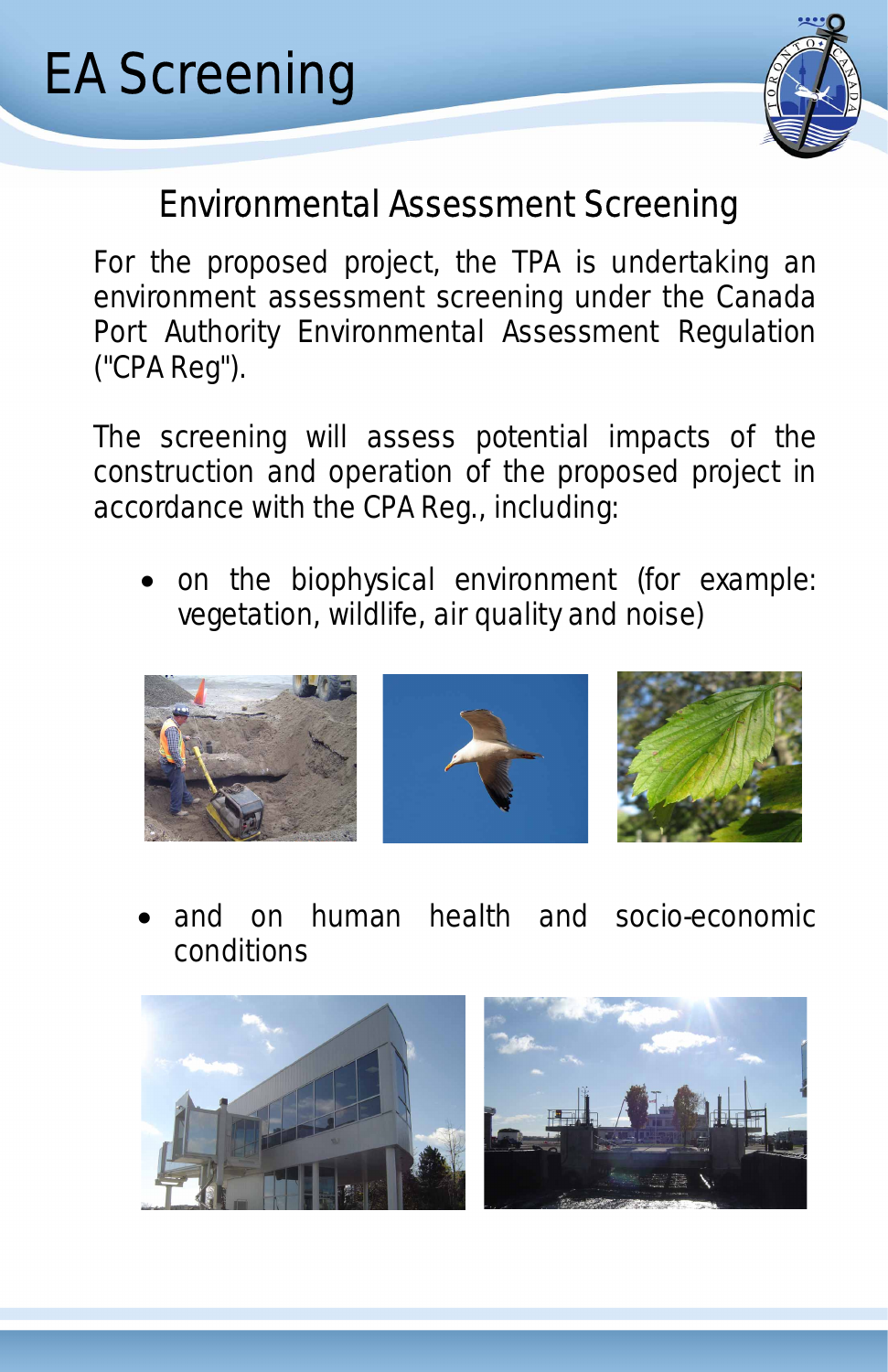# EA Screening

## Environmental Assessment Screening

For the proposed project, the TPA is undertaking an environment assessment screening under the Canada Port Authority Environmental Assessment Regulation ("CPA Reg").

The screening will assess potential impacts of the construction and operation of the proposed project in accordance with the CPA Reg., including:

- on the biophysical environment (for example: vegetation, wildlife, air quality and noise)

- and on human health and socio-economic conditions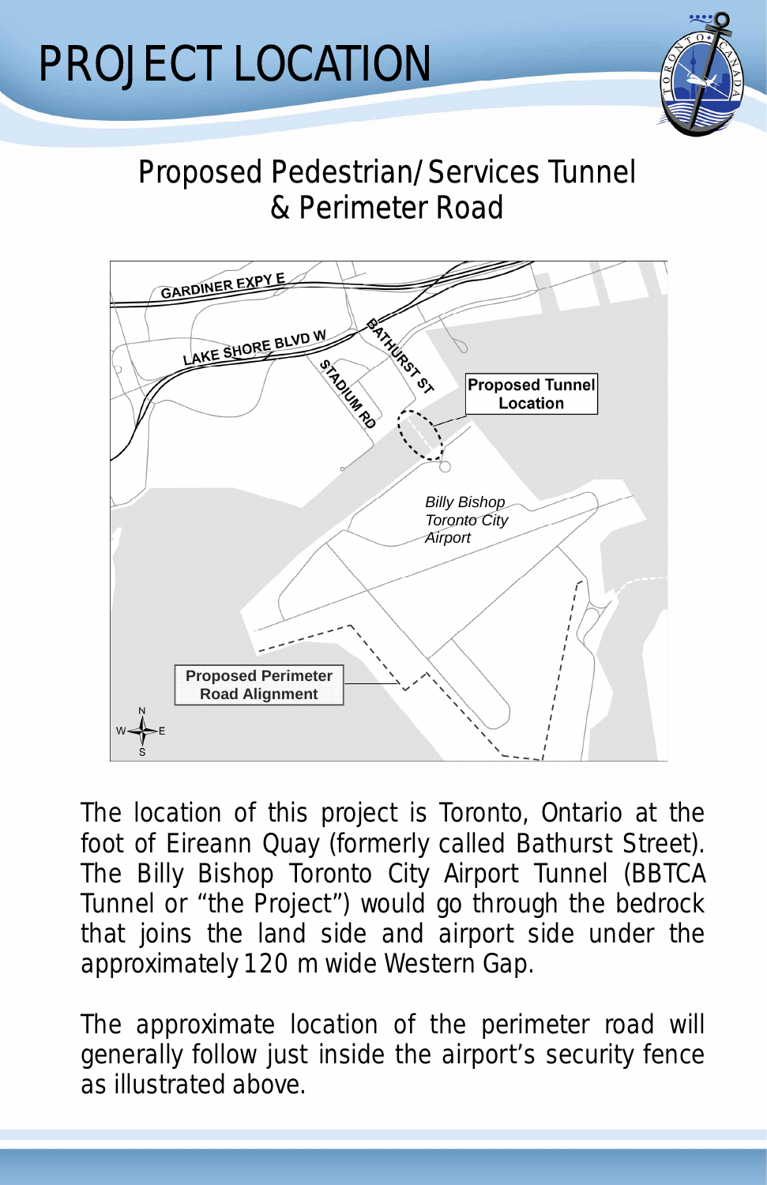# PROJECT LOCATION

## Proposed Pedestrian/Services Tunnel & Perimeter Road

The location of this project is Toronto, Ontario at the foot of Eireann Quay (formerly called Bathurst Street). The Billy Bishop Toronto City Airport Tunnel (BBTCA Tunnel or "the Project") would go through the bedrock that joins the land side and airport side under the approximately 120 m wide Western Gap.

The approximate location of the perimeter road will generally follow just inside the airport's security fence as illustrated above.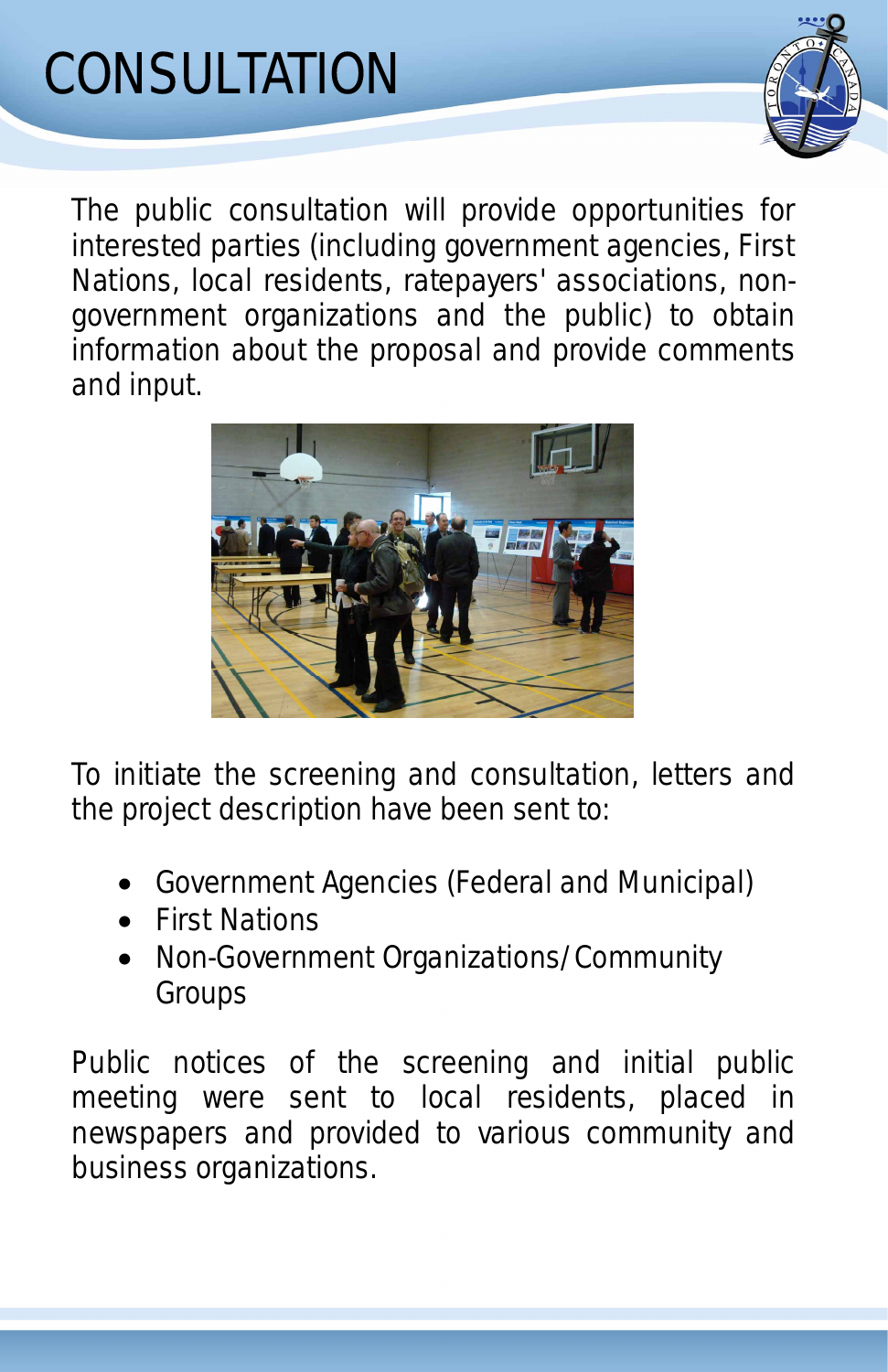# CONSULTATION

The public consultation will provide opportunities for interested parties (including government agencies, First Nations, local residents, ratepayers' associations, non-government organizations and the public) to obtain information about the proposal and provide comments and input.

To initiate the screening and consultation, letters and the project description have been sent to:

- Government Agencies (Federal and Municipal)
- First Nations
- Non-Government Organizations/Community Groups

Public notices of the screening and initial public meeting were sent to local residents, placed in newspapers and provided to various community and business organizations.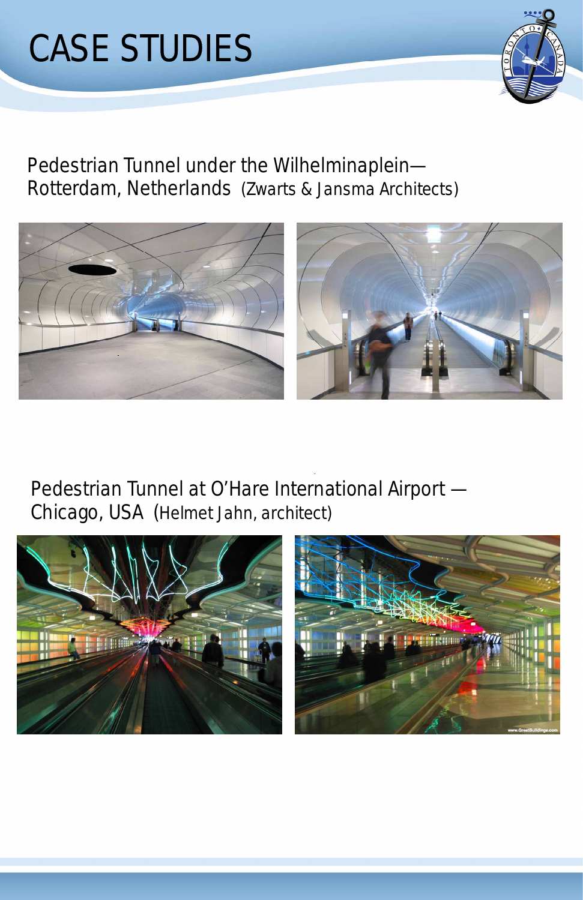# CASE STUDIES

Pedestrian Tunnel under the Wilhelminaplein—
Rotterdam, Netherlands (Zwarts & Jansma Architects)

Pedestrian Tunnel at O'Hare International Airport —
Chicago, USA (Helmet Jahn, architect)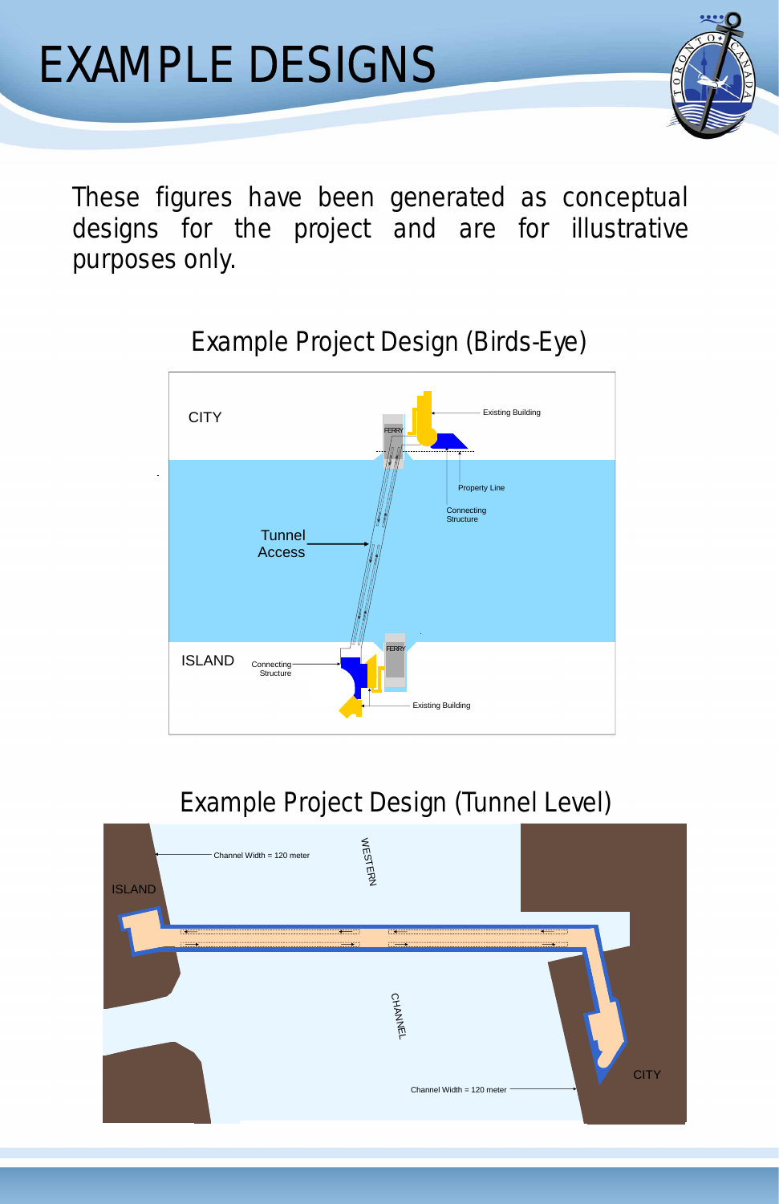# EXAMPLE DESIGNS

These figures have been generated as conceptual designs for the project and are for illustrative purposes only.

## Example Project Design (Birds-Eye)

CITY

Existing Building

FERRY

Property Line

Connecting Structure

Tunnel Access

ISLAND

Connecting Structure

FERRY

Existing Building

## Example Project Design (Tunnel Level)

Channel Width = 120 meter

WESTERN

ISLAND

CHANNEL

CITY

Channel Width = 120 meter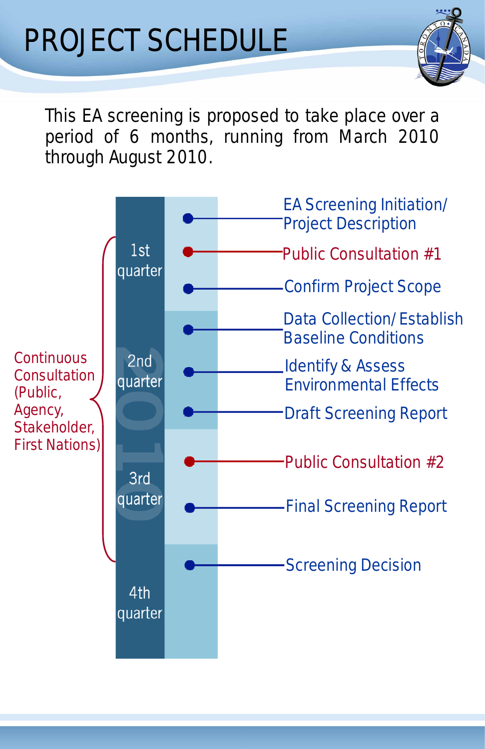# PROJECT SCHEDULE

This EA screening is proposed to take place over a period of 6 months, running from March 2010 through August 2010.

**2010**

**1st quarter**
- EA Screening Initiation/ Project Description
- Public Consultation #1
- Confirm Project Scope

**2nd quarter**
- Data Collection/ Establish Baseline Conditions
- Identify & Assess Environmental Effects
- Draft Screening Report

**3rd quarter**
- Public Consultation #2
- Final Screening Report

**4th quarter**
- Screening Decision

Continuous Consultation (Public, Agency, Stakeholder, First Nations) — spanning 1st through 3rd quarter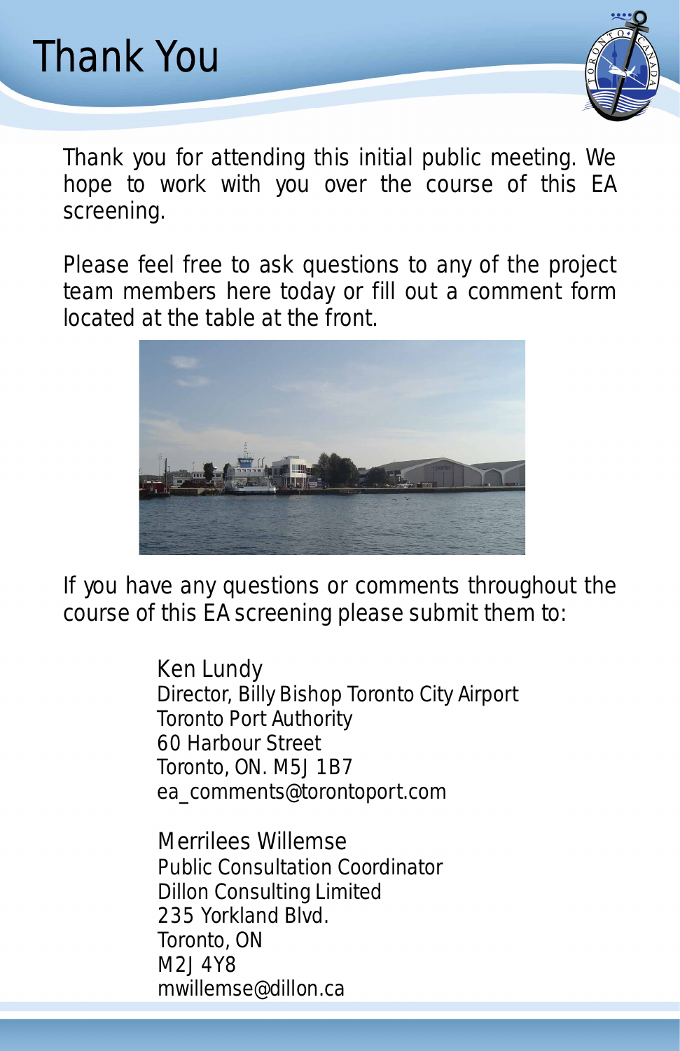# Thank You

Thank you for attending this initial public meeting. We hope to work with you over the course of this EA screening.

Please feel free to ask questions to any of the project team members here today or fill out a comment form located at the table at the front.

If you have any questions or comments throughout the course of this EA screening please submit them to:

Ken Lundy
Director, Billy Bishop Toronto City Airport
Toronto Port Authority
60 Harbour Street
Toronto, ON. M5J 1B7
ea_comments@torontoport.com

Merrilees Willemse
Public Consultation Coordinator
Dillon Consulting Limited
235 Yorkland Blvd.
Toronto, ON
M2J 4Y8
mwillemse@dillon.ca